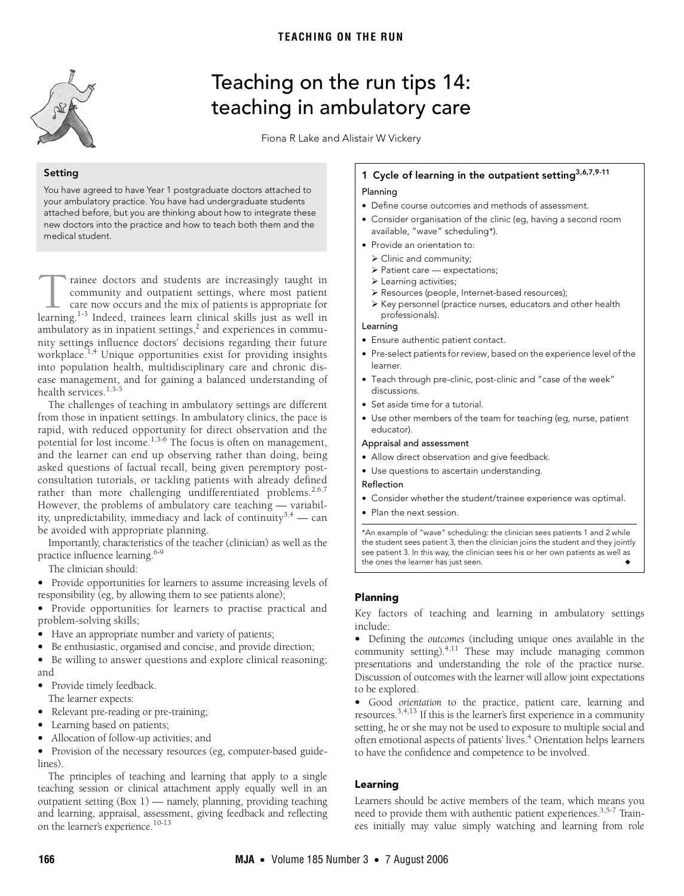# Teaching on the run tips 14: teaching in ambulatory care

Fiona R Lake and Alistair W Vickery

## Setting

You have agreed to have Year 1 postgraduate doctors attached to your ambulatory practice. You have had undergraduate students attached before, but you are thinking about how to integrate these new doctors into the practice and how to teach both them and the medical student.

Trainee doctors and students are increasingly taught in community and outpatient settings, where most patient care now occurs and the mix of patients is appropriate for learning.[1-3] Indeed, trainees learn clinical skills just as well in ambulatory as in inpatient settings,[2] and experiences in community settings influence doctors' decisions regarding their future workplace.[1,4] Unique opportunities exist for providing insights into population health, multidisciplinary care and chronic disease management, and for gaining a balanced understanding of health services.[1,3-5]

The challenges of teaching in ambulatory settings are different from those in inpatient settings. In ambulatory clinics, the pace is rapid, with reduced opportunity for direct observation and the potential for lost income.[1,3-6] The focus is often on management, and the learner can end up observing rather than doing, being asked questions of factual recall, being given peremptory post-consultation tutorials, or tackling patients with already defined rather than more challenging undifferentiated problems.[2,6,7] However, the problems of ambulatory care teaching — variability, unpredictability, immediacy and lack of continuity[3,4] — can be avoided with appropriate planning.

Importantly, characteristics of the teacher (clinician) as well as the practice influence learning.[6-9]

The clinician should:

- Provide opportunities for learners to assume increasing levels of responsibility (eg, by allowing them to see patients alone);
- Provide opportunities for learners to practise practical and problem-solving skills;
- Have an appropriate number and variety of patients;
- Be enthusiastic, organised and concise, and provide direction;
- Be willing to answer questions and explore clinical reasoning; and
- Provide timely feedback.

The learner expects:

- Relevant pre-reading or pre-training;
- Learning based on patients;
- Allocation of follow-up activities; and
- Provision of the necessary resources (eg, computer-based guidelines).

The principles of teaching and learning that apply to a single teaching session or clinical attachment apply equally well in an outpatient setting (Box 1) — namely, planning, providing teaching and learning, appraisal, assessment, giving feedback and reflecting on the learner's experience.[10-13]

### 1 Cycle of learning in the outpatient setting[3,6,7,9-11]

**Planning**

- Define course outcomes and methods of assessment.
- Consider organisation of the clinic (eg, having a second room available, "wave" scheduling*).
- Provide an orientation to:
  - Clinic and community;
  - Patient care — expectations;
  - Learning activities;
  - Resources (people, Internet-based resources);
  - Key personnel (practice nurses, educators and other health professionals).

**Learning**

- Ensure authentic patient contact.
- Pre-select patients for review, based on the experience level of the learner.
- Teach through pre-clinic, post-clinic and "case of the week" discussions.
- Set aside time for a tutorial.
- Use other members of the team for teaching (eg, nurse, patient educator).

**Appraisal and assessment**

- Allow direct observation and give feedback.
- Use questions to ascertain understanding.

**Reflection**

- Consider whether the student/trainee experience was optimal.
- Plan the next session.

*An example of "wave" scheduling: the clinician sees patients 1 and 2 while the student sees patient 3, then the clinician joins the student and they jointly see patient 3. In this way, the clinician sees his or her own patients as well as the ones the learner has just seen. ◆

## Planning

Key factors of teaching and learning in ambulatory settings include:

- Defining the *outcomes* (including unique ones available in the community setting).[4,11] These may include managing common presentations and understanding the role of the practice nurse. Discussion of outcomes with the learner will allow joint expectations to be explored.
- Good *orientation* to the practice, patient care, learning and resources.[3,4,13] If this is the learner's first experience in a community setting, he or she may not be used to exposure to multiple social and often emotional aspects of patients' lives.[4] Orientation helps learners to have the confidence and competence to be involved.

## Learning

Learners should be active members of the team, which means you need to provide them with authentic patient experiences.[3,5-7] Trainees initially may value simply watching and learning from role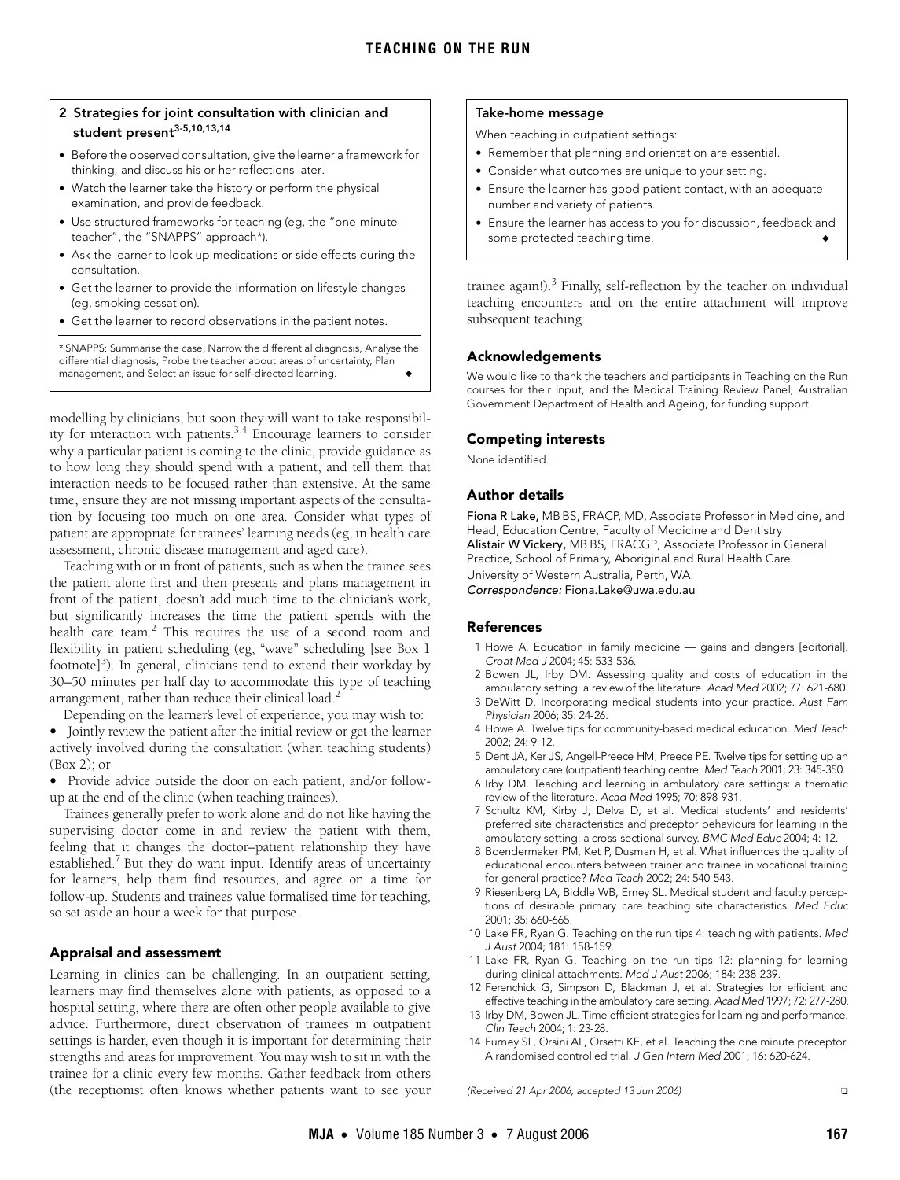## 2 Strategies for joint consultation with clinician and student present[3-5,10,13,14]

- Before the observed consultation, give the learner a framework for thinking, and discuss his or her reflections later.
- Watch the learner take the history or perform the physical examination, and provide feedback.
- Use structured frameworks for teaching (eg, the "one-minute teacher", the "SNAPPS" approach*).
- Ask the learner to look up medications or side effects during the consultation.
- Get the learner to provide the information on lifestyle changes (eg, smoking cessation).
- Get the learner to record observations in the patient notes.

* SNAPPS: Summarise the case, Narrow the differential diagnosis, Analyse the differential diagnosis, Probe the teacher about areas of uncertainty, Plan management, and Select an issue for self-directed learning. ◆

modelling by clinicians, but soon they will want to take responsibility for interaction with patients.[3,4] Encourage learners to consider why a particular patient is coming to the clinic, provide guidance as to how long they should spend with a patient, and tell them that interaction needs to be focused rather than extensive. At the same time, ensure they are not missing important aspects of the consultation by focusing too much on one area. Consider what types of patient are appropriate for trainees' learning needs (eg, in health care assessment, chronic disease management and aged care).

Teaching with or in front of patients, such as when the trainee sees the patient alone first and then presents and plans management in front of the patient, doesn't add much time to the clinician's work, but significantly increases the time the patient spends with the health care team.[2] This requires the use of a second room and flexibility in patient scheduling (eg, "wave" scheduling [see Box 1 footnote][3]). In general, clinicians tend to extend their workday by 30–50 minutes per half day to accommodate this type of teaching arrangement, rather than reduce their clinical load.[2]

Depending on the learner's level of experience, you may wish to:

- Jointly review the patient after the initial review or get the learner actively involved during the consultation (when teaching students) (Box 2); or
- Provide advice outside the door on each patient, and/or follow-up at the end of the clinic (when teaching trainees).

Trainees generally prefer to work alone and do not like having the supervising doctor come in and review the patient with them, feeling that it changes the doctor–patient relationship they have established.[7] But they do want input. Identify areas of uncertainty for learners, help them find resources, and agree on a time for follow-up. Students and trainees value formalised time for teaching, so set aside an hour a week for that purpose.

### Appraisal and assessment

Learning in clinics can be challenging. In an outpatient setting, learners may find themselves alone with patients, as opposed to a hospital setting, where there are often other people available to give advice. Furthermore, direct observation of trainees in outpatient settings is harder, even though it is important for determining their strengths and areas for improvement. You may wish to sit in with the trainee for a clinic every few months. Gather feedback from others (the receptionist often knows whether patients want to see your trainee again!).[3] Finally, self-reflection by the teacher on individual teaching encounters and on the entire attachment will improve subsequent teaching.

## Take-home message

When teaching in outpatient settings:

- Remember that planning and orientation are essential.
- Consider what outcomes are unique to your setting.
- Ensure the learner has good patient contact, with an adequate number and variety of patients.
- Ensure the learner has access to you for discussion, feedback and some protected teaching time. ◆

### Acknowledgements

We would like to thank the teachers and participants in Teaching on the Run courses for their input, and the Medical Training Review Panel, Australian Government Department of Health and Ageing, for funding support.

### Competing interests

None identified.

### Author details

**Fiona R Lake,** MB BS, FRACP, MD, Associate Professor in Medicine, and Head, Education Centre, Faculty of Medicine and Dentistry
**Alistair W Vickery,** MB BS, FRACGP, Associate Professor in General Practice, School of Primary, Aboriginal and Rural Health Care
University of Western Australia, Perth, WA.
*Correspondence:* Fiona.Lake@uwa.edu.au

### References

1 Howe A. Education in family medicine — gains and dangers [editorial]. *Croat Med J* 2004; 45: 533-536.
2 Bowen JL, Irby DM. Assessing quality and costs of education in the ambulatory setting: a review of the literature. *Acad Med* 2002; 77: 621-680.
3 DeWitt D. Incorporating medical students into your practice. *Aust Fam Physician* 2006; 35: 24-26.
4 Howe A. Twelve tips for community-based medical education. *Med Teach* 2002; 24: 9-12.
5 Dent JA, Ker JS, Angell-Preece HM, Preece PE. Twelve tips for setting up an ambulatory care (outpatient) teaching centre. *Med Teach* 2001; 23: 345-350.
6 Irby DM. Teaching and learning in ambulatory care settings: a thematic review of the literature. *Acad Med* 1995; 70: 898-931.
7 Schultz KM, Kirby J, Delva D, et al. Medical students' and residents' preferred site characteristics and preceptor behaviours for learning in the ambulatory setting: a cross-sectional survey. *BMC Med Educ* 2004; 4: 12.
8 Boendermaker PM, Ket P, Dusman H, et al. What influences the quality of educational encounters between trainer and trainee in vocational training for general practice? *Med Teach* 2002; 24: 540-543.
9 Riesenberg LA, Biddle WB, Erney SL. Medical student and faculty perceptions of desirable primary care teaching site characteristics. *Med Educ* 2001; 35: 660-665.
10 Lake FR, Ryan G. Teaching on the run tips 4: teaching with patients. *Med J Aust* 2004; 181: 158-159.
11 Lake FR, Ryan G. Teaching on the run tips 12: planning for learning during clinical attachments. *Med J Aust* 2006; 184: 238-239.
12 Ferenchick G, Simpson D, Blackman J, et al. Strategies for efficient and effective teaching in the ambulatory care setting. *Acad Med* 1997; 72: 277-280.
13 Irby DM, Bowen JL. Time efficient strategies for learning and performance. *Clin Teach* 2004; 1: 23-28.
14 Furney SL, Orsini AL, Orsetti KE, et al. Teaching the one minute preceptor. A randomised controlled trial. *J Gen Intern Med* 2001; 16: 620-624.

*(Received 21 Apr 2006, accepted 13 Jun 2006)* ❑